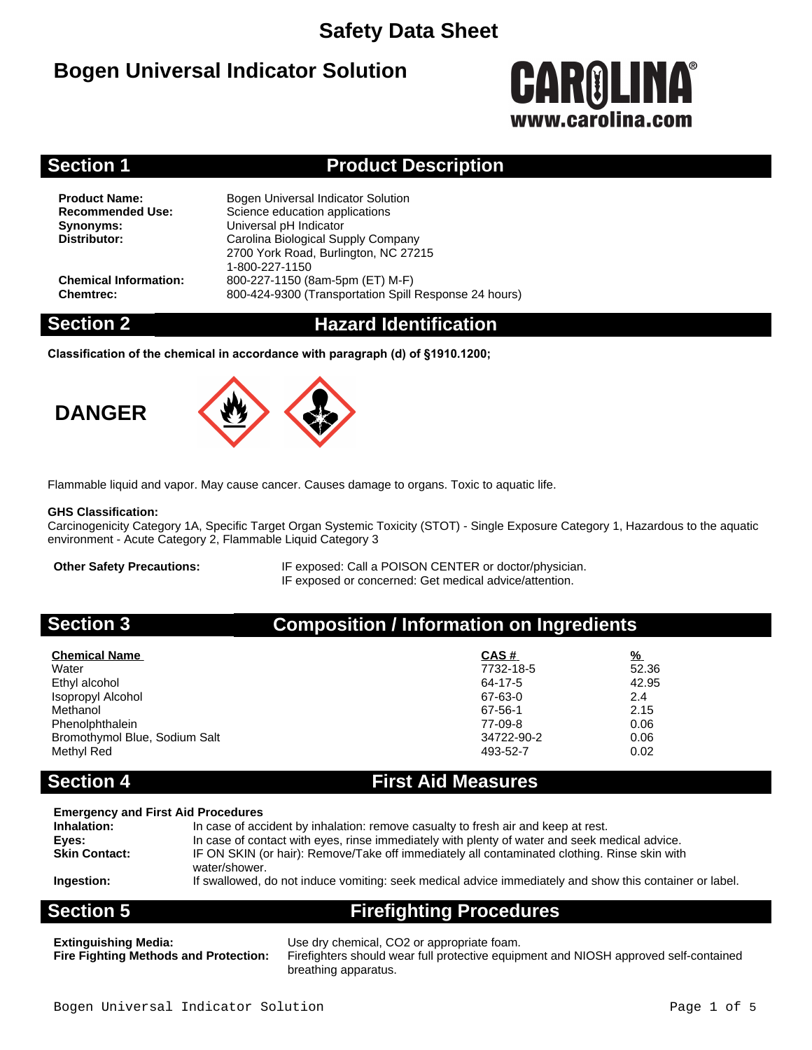# Safety Data Sheet

# Bogen Universal Indicator Solution

CAROLINA®
www.carolina.com

## Section 1 Product Description

**Product Name:** Bogen Universal Indicator Solution
**Recommended Use:** Science education applications
**Synonyms:** Universal pH Indicator
**Distributor:** Carolina Biological Supply Company
2700 York Road, Burlington, NC 27215
1-800-227-1150
**Chemical Information:** 800-227-1150 (8am-5pm (ET) M-F)
**Chemtrec:** 800-424-9300 (Transportation Spill Response 24 hours)

## Section 2 Hazard Identification

**Classification of the chemical in accordance with paragraph (d) of §1910.1200;**

**DANGER**

Flammable liquid and vapor. May cause cancer. Causes damage to organs. Toxic to aquatic life.

**GHS Classification:**
Carcinogenicity Category 1A, Specific Target Organ Systemic Toxicity (STOT) - Single Exposure Category 1, Hazardous to the aquatic environment - Acute Category 2, Flammable Liquid Category 3

**Other Safety Precautions:** IF exposed: Call a POISON CENTER or doctor/physician.
IF exposed or concerned: Get medical advice/attention.

## Section 3 Composition / Information on Ingredients

| Chemical Name | CAS # | % |
|---|---|---|
| Water | 7732-18-5 | 52.36 |
| Ethyl alcohol | 64-17-5 | 42.95 |
| Isopropyl Alcohol | 67-63-0 | 2.4 |
| Methanol | 67-56-1 | 2.15 |
| Phenolphthalein | 77-09-8 | 0.06 |
| Bromothymol Blue, Sodium Salt | 34722-90-2 | 0.06 |
| Methyl Red | 493-52-7 | 0.02 |

## Section 4 First Aid Measures

**Emergency and First Aid Procedures**
**Inhalation:** In case of accident by inhalation: remove casualty to fresh air and keep at rest.
**Eyes:** In case of contact with eyes, rinse immediately with plenty of water and seek medical advice.
**Skin Contact:** IF ON SKIN (or hair): Remove/Take off immediately all contaminated clothing. Rinse skin with water/shower.
**Ingestion:** If swallowed, do not induce vomiting: seek medical advice immediately and show this container or label.

## Section 5 Firefighting Procedures

**Extinguishing Media:** Use dry chemical, CO2 or appropriate foam.
**Fire Fighting Methods and Protection:** Firefighters should wear full protective equipment and NIOSH approved self-contained breathing apparatus.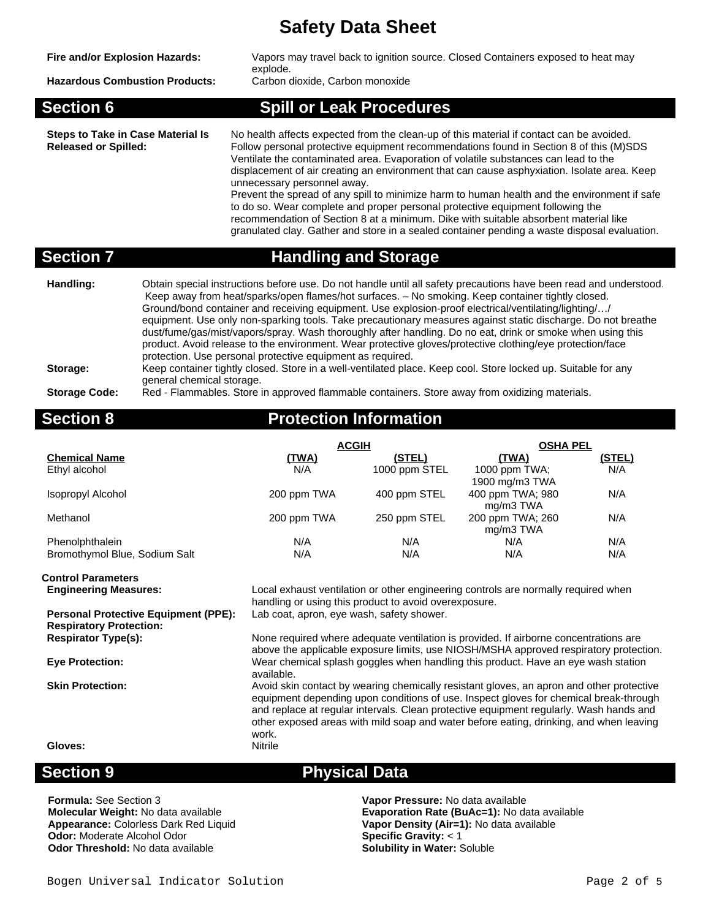# Safety Data Sheet

**Fire and/or Explosion Hazards:** Vapors may travel back to ignition source. Closed Containers exposed to heat may explode.

**Hazardous Combustion Products:** Carbon dioxide, Carbon monoxide

## Section 6 Spill or Leak Procedures

**Steps to Take in Case Material Is Released or Spilled:** No health affects expected from the clean-up of this material if contact can be avoided. Follow personal protective equipment recommendations found in Section 8 of this (M)SDS Ventilate the contaminated area. Evaporation of volatile substances can lead to the displacement of air creating an environment that can cause asphyxiation. Isolate area. Keep unnecessary personnel away.
Prevent the spread of any spill to minimize harm to human health and the environment if safe to do so. Wear complete and proper personal protective equipment following the recommendation of Section 8 at a minimum. Dike with suitable absorbent material like granulated clay. Gather and store in a sealed container pending a waste disposal evaluation.

## Section 7 Handling and Storage

**Handling:** Obtain special instructions before use. Do not handle until all safety precautions have been read and understood. Keep away from heat/sparks/open flames/hot surfaces. – No smoking. Keep container tightly closed. Ground/bond container and receiving equipment. Use explosion-proof electrical/ventilating/lighting/…/ equipment. Use only non-sparking tools. Take precautionary measures against static discharge. Do not breathe dust/fume/gas/mist/vapors/spray. Wash thoroughly after handling. Do no eat, drink or smoke when using this product. Avoid release to the environment. Wear protective gloves/protective clothing/eye protection/face protection. Use personal protective equipment as required.

**Storage:** Keep container tightly closed. Store in a well-ventilated place. Keep cool. Store locked up. Suitable for any general chemical storage.

**Storage Code:** Red - Flammables. Store in approved flammable containers. Store away from oxidizing materials.

## Section 8 Protection Information

| | ACGIH | | OSHA PEL | |
|---|---|---|---|---|
| **Chemical Name** | **(TWA)** | **(STEL)** | **(TWA)** | **(STEL)** |
| Ethyl alcohol | N/A | 1000 ppm STEL | 1000 ppm TWA; 1900 mg/m3 TWA | N/A |
| Isopropyl Alcohol | 200 ppm TWA | 400 ppm STEL | 400 ppm TWA; 980 mg/m3 TWA | N/A |
| Methanol | 200 ppm TWA | 250 ppm STEL | 200 ppm TWA; 260 mg/m3 TWA | N/A |
| Phenolphthalein | N/A | N/A | N/A | N/A |
| Bromothymol Blue, Sodium Salt | N/A | N/A | N/A | N/A |

**Control Parameters**

**Engineering Measures:** Local exhaust ventilation or other engineering controls are normally required when handling or using this product to avoid overexposure.

**Personal Protective Equipment (PPE):** Lab coat, apron, eye wash, safety shower.

**Respiratory Protection:**

**Respirator Type(s):** None required where adequate ventilation is provided. If airborne concentrations are above the applicable exposure limits, use NIOSH/MSHA approved respiratory protection.

**Eye Protection:** Wear chemical splash goggles when handling this product. Have an eye wash station available.

**Skin Protection:** Avoid skin contact by wearing chemically resistant gloves, an apron and other protective equipment depending upon conditions of use. Inspect gloves for chemical break-through and replace at regular intervals. Clean protective equipment regularly. Wash hands and other exposed areas with mild soap and water before eating, drinking, and when leaving work.

**Gloves:** Nitrile

## Section 9 Physical Data

**Formula:** See Section 3
**Molecular Weight:** No data available
**Appearance:** Colorless Dark Red Liquid
**Odor:** Moderate Alcohol Odor
**Odor Threshold:** No data available

**Vapor Pressure:** No data available
**Evaporation Rate (BuAc=1):** No data available
**Vapor Density (Air=1):** No data available
**Specific Gravity:** < 1
**Solubility in Water:** Soluble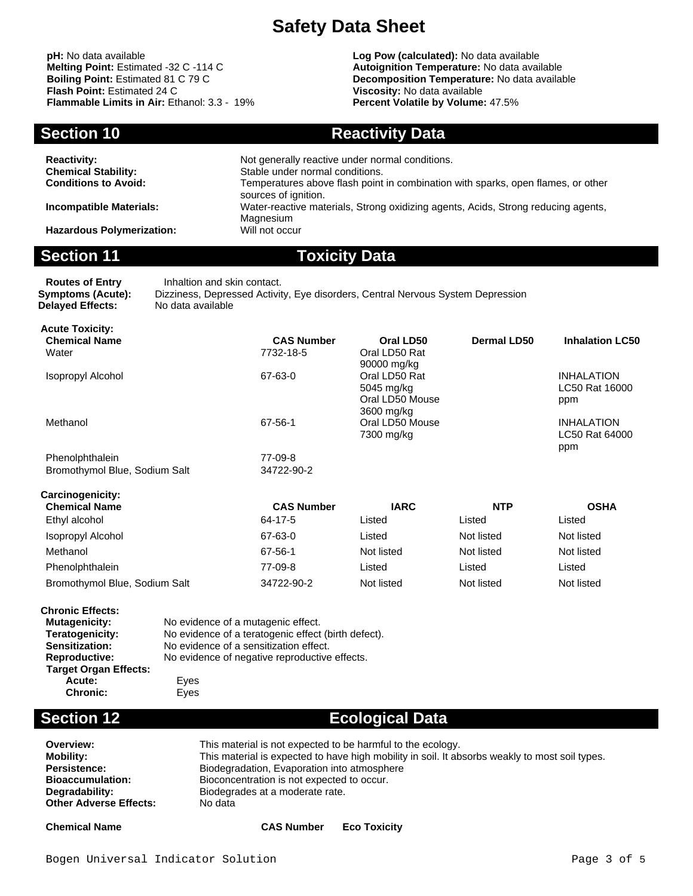# Safety Data Sheet

**pH:** No data available
**Melting Point:** Estimated -32 C -114 C
**Boiling Point:** Estimated 81 C 79 C
**Flash Point:** Estimated 24 C
**Flammable Limits in Air:** Ethanol: 3.3 - 19%

**Log Pow (calculated):** No data available
**Autoignition Temperature:** No data available
**Decomposition Temperature:** No data available
**Viscosity:** No data available
**Percent Volatile by Volume:** 47.5%

## Section 10 Reactivity Data

**Reactivity:** Not generally reactive under normal conditions.
**Chemical Stability:** Stable under normal conditions.
**Conditions to Avoid:** Temperatures above flash point in combination with sparks, open flames, or other sources of ignition.
**Incompatible Materials:** Water-reactive materials, Strong oxidizing agents, Acids, Strong reducing agents, Magnesium
**Hazardous Polymerization:** Will not occur

## Section 11 Toxicity Data

**Routes of Entry** Inhaltion and skin contact.
**Symptoms (Acute):** Dizziness, Depressed Activity, Eye disorders, Central Nervous System Depression
**Delayed Effects:** No data available

**Acute Toxicity:**

| Chemical Name | CAS Number | Oral LD50 | Dermal LD50 | Inhalation LC50 |
|---|---|---|---|---|
| Water | 7732-18-5 | Oral LD50 Rat 90000 mg/kg | | |
| Isopropyl Alcohol | 67-63-0 | Oral LD50 Rat 5045 mg/kg Oral LD50 Mouse 3600 mg/kg | | INHALATION LC50 Rat 16000 ppm |
| Methanol | 67-56-1 | Oral LD50 Mouse 7300 mg/kg | | INHALATION LC50 Rat 64000 ppm |
| Phenolphthalein | 77-09-8 | | | |
| Bromothymol Blue, Sodium Salt | 34722-90-2 | | | |

**Carcinogenicity:**

| Chemical Name | CAS Number | IARC | NTP | OSHA |
|---|---|---|---|---|
| Ethyl alcohol | 64-17-5 | Listed | Listed | Listed |
| Isopropyl Alcohol | 67-63-0 | Listed | Not listed | Not listed |
| Methanol | 67-56-1 | Not listed | Not listed | Not listed |
| Phenolphthalein | 77-09-8 | Listed | Listed | Listed |
| Bromothymol Blue, Sodium Salt | 34722-90-2 | Not listed | Not listed | Not listed |

**Chronic Effects:**
**Mutagenicity:** No evidence of a mutagenic effect.
**Teratogenicity:** No evidence of a teratogenic effect (birth defect).
**Sensitization:** No evidence of a sensitization effect.
**Reproductive:** No evidence of negative reproductive effects.
**Target Organ Effects:**
**Acute:** Eyes
**Chronic:** Eyes

## Section 12 Ecological Data

**Overview:** This material is not expected to be harmful to the ecology.
**Mobility:** This material is expected to have high mobility in soil. It absorbs weakly to most soil types.
**Persistence:** Biodegradation, Evaporation into atmosphere
**Bioaccumulation:** Bioconcentration is not expected to occur.
**Degradability:** Biodegrades at a moderate rate.
**Other Adverse Effects:** No data

| Chemical Name | CAS Number | Eco Toxicity |
|---|---|---|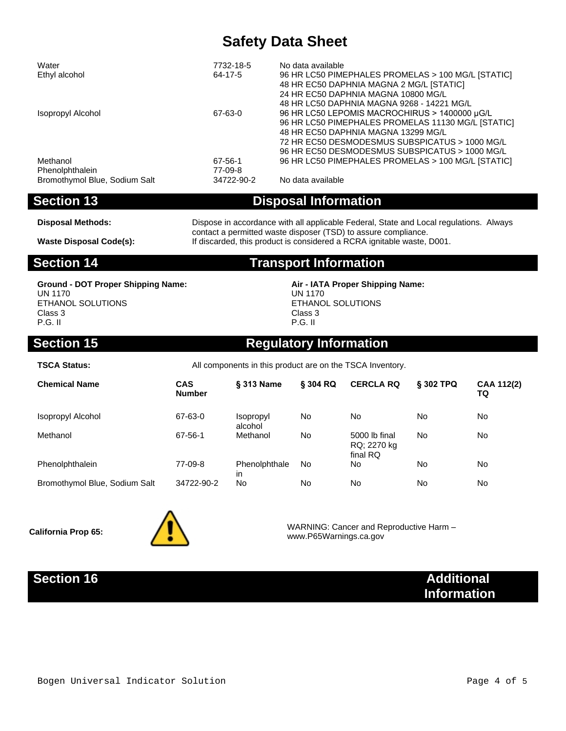| | | |
|---|---|---|
| Water | 7732-18-5 | No data available |
| Ethyl alcohol | 64-17-5 | 96 HR LC50 PIMEPHALES PROMELAS > 100 MG/L [STATIC]<br>48 HR EC50 DAPHNIA MAGNA 2 MG/L [STATIC]<br>24 HR EC50 DAPHNIA MAGNA 10800 MG/L<br>48 HR LC50 DAPHNIA MAGNA 9268 - 14221 MG/L |
| Isopropyl Alcohol | 67-63-0 | 96 HR LC50 LEPOMIS MACROCHIRUS > 1400000 µG/L<br>96 HR LC50 PIMEPHALES PROMELAS 11130 MG/L [STATIC]<br>48 HR EC50 DAPHNIA MAGNA 13299 MG/L<br>72 HR EC50 DESMODESMUS SUBSPICATUS > 1000 MG/L<br>96 HR EC50 DESMODESMUS SUBSPICATUS > 1000 MG/L |
| Methanol | 67-56-1 | 96 HR LC50 PIMEPHALES PROMELAS > 100 MG/L [STATIC] |
| Phenolphthalein | 77-09-8 | |
| Bromothymol Blue, Sodium Salt | 34722-90-2 | No data available |

## Section 13 Disposal Information

**Disposal Methods:** Dispose in accordance with all applicable Federal, State and Local regulations. Always contact a permitted waste disposer (TSD) to assure compliance.

**Waste Disposal Code(s):** If discarded, this product is considered a RCRA ignitable waste, D001.

## Section 14 Transport Information

**Ground - DOT Proper Shipping Name:**
UN 1170
ETHANOL SOLUTIONS
Class 3
P.G. II

**Air - IATA Proper Shipping Name:**
UN 1170
ETHANOL SOLUTIONS
Class 3
P.G. II

## Section 15 Regulatory Information

**TSCA Status:** All components in this product are on the TSCA Inventory.

| Chemical Name | CAS Number | § 313 Name | § 304 RQ | CERCLA RQ | § 302 TPQ | CAA 112(2) TQ |
|---|---|---|---|---|---|---|
| Isopropyl Alcohol | 67-63-0 | Isopropyl alcohol | No | No | No | No |
| Methanol | 67-56-1 | Methanol | No | 5000 lb final RQ; 2270 kg final RQ | No | No |
| Phenolphthalein | 77-09-8 | Phenolphthalein | No | No | No | No |
| Bromothymol Blue, Sodium Salt | 34722-90-2 | No | No | No | No | No |

**California Prop 65:** WARNING: Cancer and Reproductive Harm – www.P65Warnings.ca.gov

## Section 16 Additional Information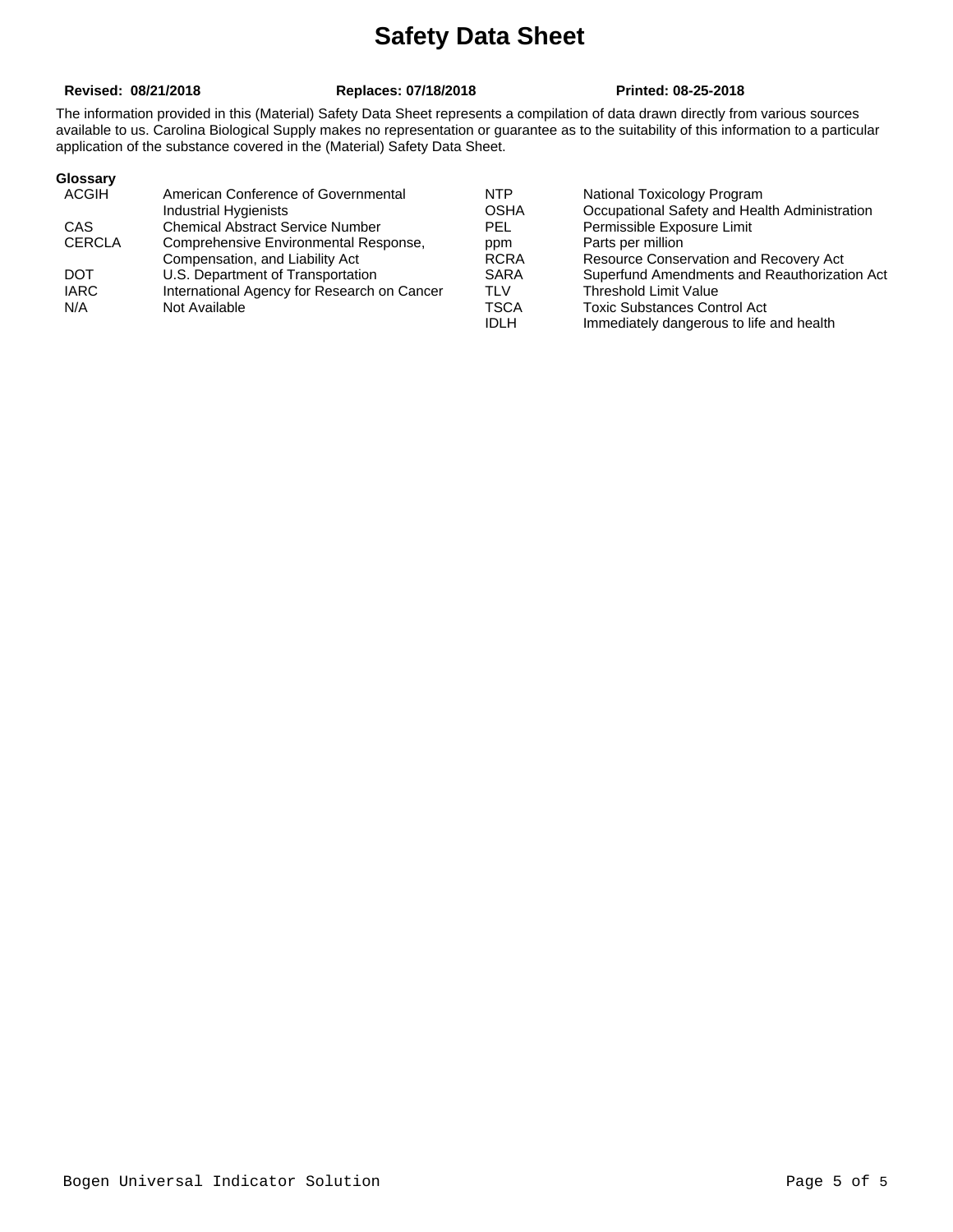# Safety Data Sheet

**Revised: 08/21/2018** **Replaces: 07/18/2018** **Printed: 08-25-2018**

The information provided in this (Material) Safety Data Sheet represents a compilation of data drawn directly from various sources available to us. Carolina Biological Supply makes no representation or guarantee as to the suitability of this information to a particular application of the substance covered in the (Material) Safety Data Sheet.

**Glossary**

| | | | |
|---|---|---|---|
| ACGIH | American Conference of Governmental Industrial Hygienists | NTP | National Toxicology Program |
| | | OSHA | Occupational Safety and Health Administration |
| CAS | Chemical Abstract Service Number | PEL | Permissible Exposure Limit |
| CERCLA | Comprehensive Environmental Response, Compensation, and Liability Act | ppm | Parts per million |
| | | RCRA | Resource Conservation and Recovery Act |
| DOT | U.S. Department of Transportation | SARA | Superfund Amendments and Reauthorization Act |
| IARC | International Agency for Research on Cancer | TLV | Threshold Limit Value |
| N/A | Not Available | TSCA | Toxic Substances Control Act |
| | | IDLH | Immediately dangerous to life and health |